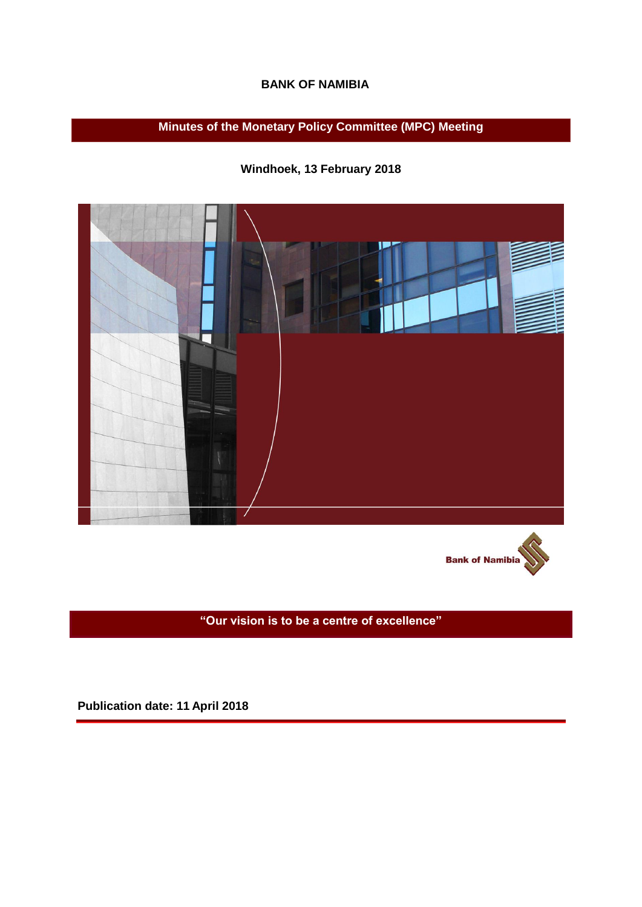# BANK OF NAMIBIA

## Minutes of the Monetary Policy Committee (MPC) Meeting

**Windhoek, 13 February 2018**

Bank of Namibia

**"Our vision is to be a centre of excellence"**

**Publication date: 11 April 2018**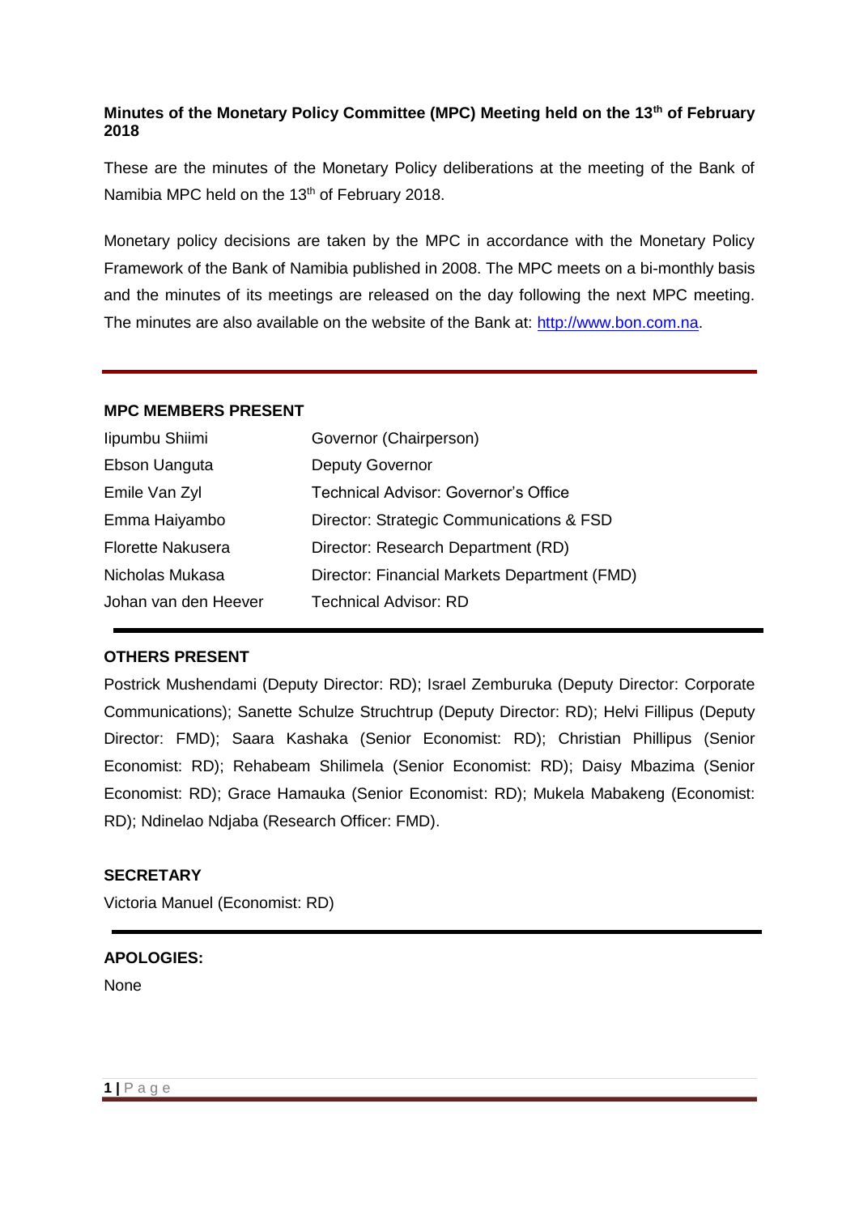**Minutes of the Monetary Policy Committee (MPC) Meeting held on the 13th of February 2018**

These are the minutes of the Monetary Policy deliberations at the meeting of the Bank of Namibia MPC held on the 13th of February 2018.

Monetary policy decisions are taken by the MPC in accordance with the Monetary Policy Framework of the Bank of Namibia published in 2008. The MPC meets on a bi-monthly basis and the minutes of its meetings are released on the day following the next MPC meeting. The minutes are also available on the website of the Bank at: http://www.bon.com.na.

---

**MPC MEMBERS PRESENT**

| | |
|---|---|
| Iipumbu Shiimi | Governor (Chairperson) |
| Ebson Uanguta | Deputy Governor |
| Emile Van Zyl | Technical Advisor: Governor's Office |
| Emma Haiyambo | Director: Strategic Communications & FSD |
| Florette Nakusera | Director: Research Department (RD) |
| Nicholas Mukasa | Director: Financial Markets Department (FMD) |
| Johan van den Heever | Technical Advisor: RD |

---

**OTHERS PRESENT**

Postrick Mushendami (Deputy Director: RD); Israel Zemburuka (Deputy Director: Corporate Communications); Sanette Schulze Struchtrup (Deputy Director: RD); Helvi Fillipus (Deputy Director: FMD); Saara Kashaka (Senior Economist: RD); Christian Phillipus (Senior Economist: RD); Rehabeam Shilimela (Senior Economist: RD); Daisy Mbazima (Senior Economist: RD); Grace Hamauka (Senior Economist: RD); Mukela Mabakeng (Economist: RD); Ndinelao Ndjaba (Research Officer: FMD).

**SECRETARY**

Victoria Manuel (Economist: RD)

---

**APOLOGIES:**

None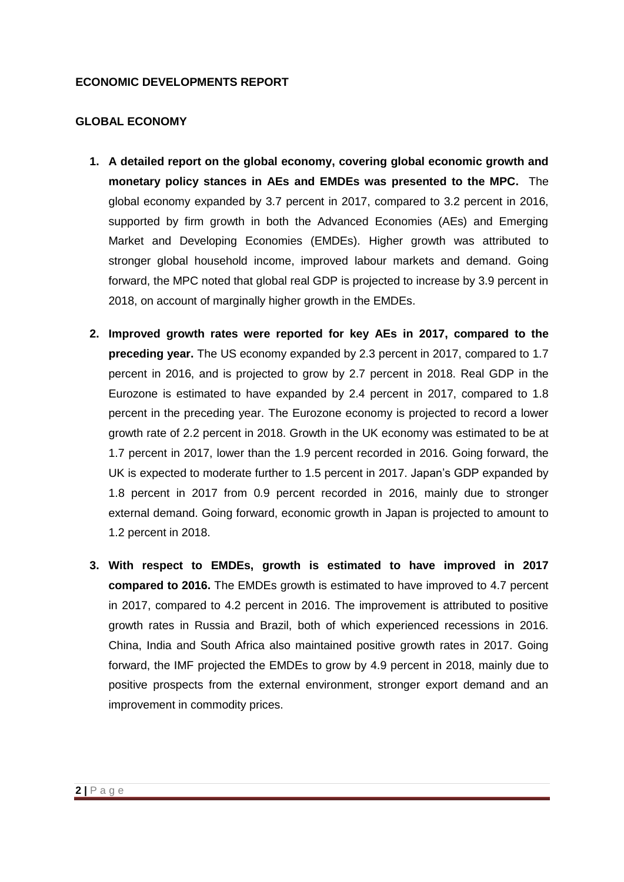## ECONOMIC DEVELOPMENTS REPORT

### GLOBAL ECONOMY

1. **A detailed report on the global economy, covering global economic growth and monetary policy stances in AEs and EMDEs was presented to the MPC.** The global economy expanded by 3.7 percent in 2017, compared to 3.2 percent in 2016, supported by firm growth in both the Advanced Economies (AEs) and Emerging Market and Developing Economies (EMDEs). Higher growth was attributed to stronger global household income, improved labour markets and demand. Going forward, the MPC noted that global real GDP is projected to increase by 3.9 percent in 2018, on account of marginally higher growth in the EMDEs.

2. **Improved growth rates were reported for key AEs in 2017, compared to the preceding year.** The US economy expanded by 2.3 percent in 2017, compared to 1.7 percent in 2016, and is projected to grow by 2.7 percent in 2018. Real GDP in the Eurozone is estimated to have expanded by 2.4 percent in 2017, compared to 1.8 percent in the preceding year. The Eurozone economy is projected to record a lower growth rate of 2.2 percent in 2018. Growth in the UK economy was estimated to be at 1.7 percent in 2017, lower than the 1.9 percent recorded in 2016. Going forward, the UK is expected to moderate further to 1.5 percent in 2017. Japan's GDP expanded by 1.8 percent in 2017 from 0.9 percent recorded in 2016, mainly due to stronger external demand. Going forward, economic growth in Japan is projected to amount to 1.2 percent in 2018.

3. **With respect to EMDEs, growth is estimated to have improved in 2017 compared to 2016.** The EMDEs growth is estimated to have improved to 4.7 percent in 2017, compared to 4.2 percent in 2016. The improvement is attributed to positive growth rates in Russia and Brazil, both of which experienced recessions in 2016. China, India and South Africa also maintained positive growth rates in 2017. Going forward, the IMF projected the EMDEs to grow by 4.9 percent in 2018, mainly due to positive prospects from the external environment, stronger export demand and an improvement in commodity prices.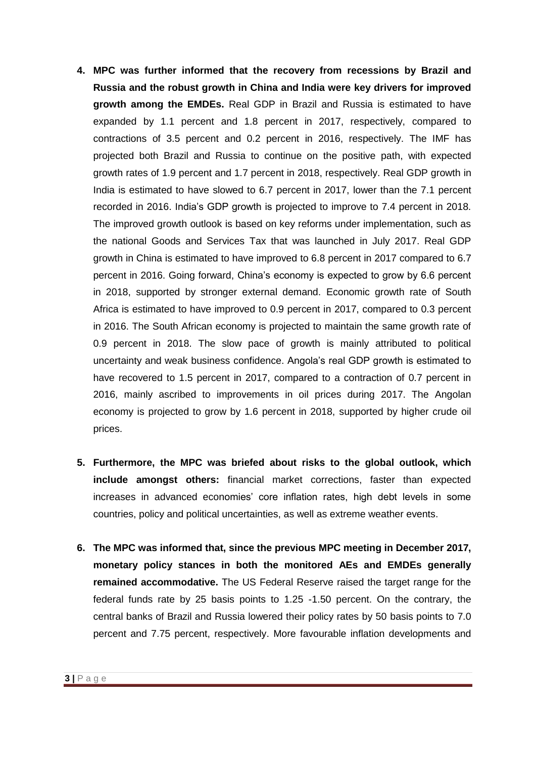4. **MPC was further informed that the recovery from recessions by Brazil and Russia and the robust growth in China and India were key drivers for improved growth among the EMDEs.** Real GDP in Brazil and Russia is estimated to have expanded by 1.1 percent and 1.8 percent in 2017, respectively, compared to contractions of 3.5 percent and 0.2 percent in 2016, respectively. The IMF has projected both Brazil and Russia to continue on the positive path, with expected growth rates of 1.9 percent and 1.7 percent in 2018, respectively. Real GDP growth in India is estimated to have slowed to 6.7 percent in 2017, lower than the 7.1 percent recorded in 2016. India's GDP growth is projected to improve to 7.4 percent in 2018. The improved growth outlook is based on key reforms under implementation, such as the national Goods and Services Tax that was launched in July 2017. Real GDP growth in China is estimated to have improved to 6.8 percent in 2017 compared to 6.7 percent in 2016. Going forward, China's economy is expected to grow by 6.6 percent in 2018, supported by stronger external demand. Economic growth rate of South Africa is estimated to have improved to 0.9 percent in 2017, compared to 0.3 percent in 2016. The South African economy is projected to maintain the same growth rate of 0.9 percent in 2018. The slow pace of growth is mainly attributed to political uncertainty and weak business confidence. Angola's real GDP growth is estimated to have recovered to 1.5 percent in 2017, compared to a contraction of 0.7 percent in 2016, mainly ascribed to improvements in oil prices during 2017. The Angolan economy is projected to grow by 1.6 percent in 2018, supported by higher crude oil prices.

5. **Furthermore, the MPC was briefed about risks to the global outlook, which include amongst others:** financial market corrections, faster than expected increases in advanced economies' core inflation rates, high debt levels in some countries, policy and political uncertainties, as well as extreme weather events.

6. **The MPC was informed that, since the previous MPC meeting in December 2017, monetary policy stances in both the monitored AEs and EMDEs generally remained accommodative.** The US Federal Reserve raised the target range for the federal funds rate by 25 basis points to 1.25 -1.50 percent. On the contrary, the central banks of Brazil and Russia lowered their policy rates by 50 basis points to 7.0 percent and 7.75 percent, respectively. More favourable inflation developments and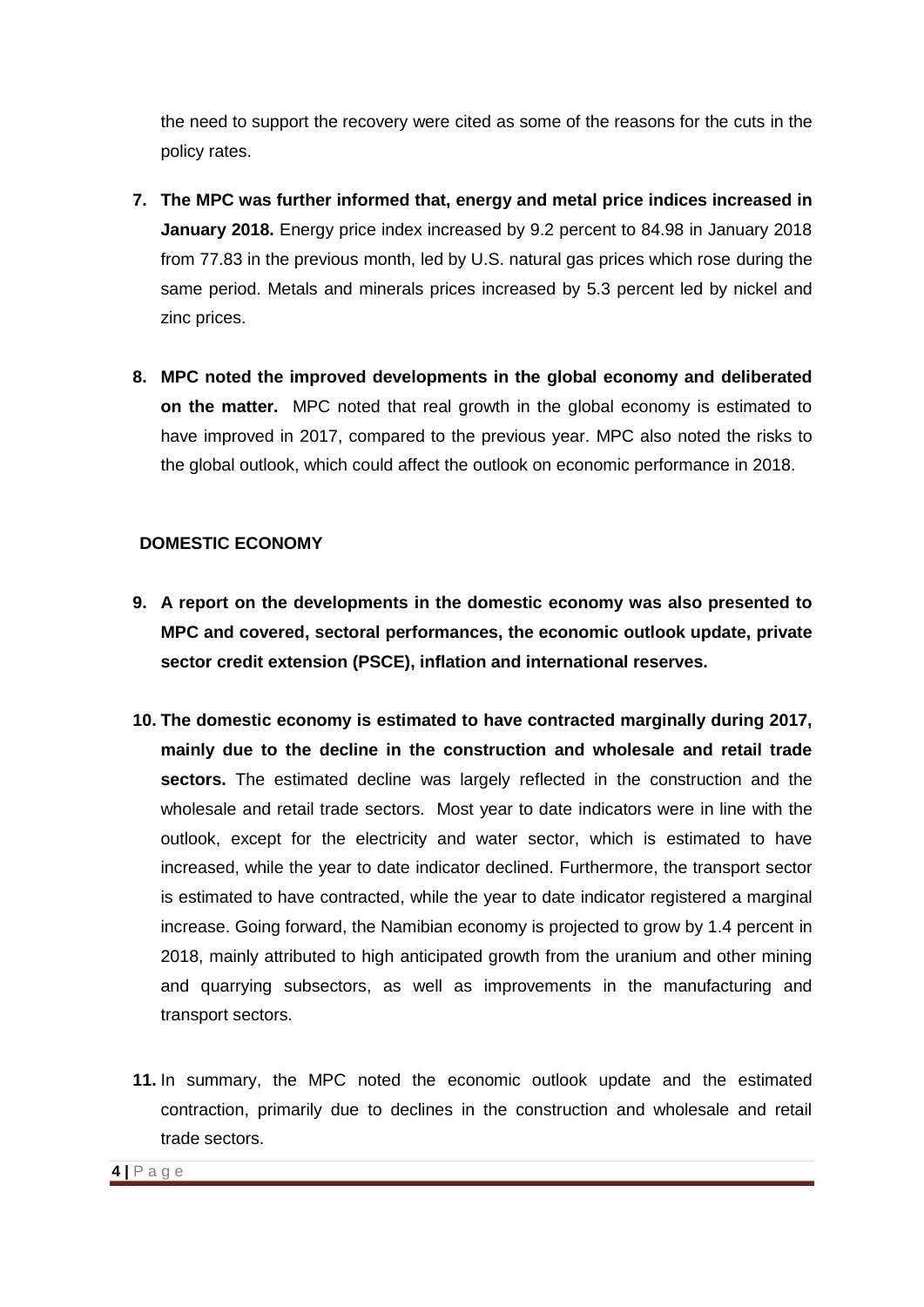the need to support the recovery were cited as some of the reasons for the cuts in the policy rates.

7. **The MPC was further informed that, energy and metal price indices increased in January 2018.** Energy price index increased by 9.2 percent to 84.98 in January 2018 from 77.83 in the previous month, led by U.S. natural gas prices which rose during the same period. Metals and minerals prices increased by 5.3 percent led by nickel and zinc prices.

8. **MPC noted the improved developments in the global economy and deliberated on the matter.** MPC noted that real growth in the global economy is estimated to have improved in 2017, compared to the previous year. MPC also noted the risks to the global outlook, which could affect the outlook on economic performance in 2018.

## DOMESTIC ECONOMY

9. **A report on the developments in the domestic economy was also presented to MPC and covered, sectoral performances, the economic outlook update, private sector credit extension (PSCE), inflation and international reserves.**

10. **The domestic economy is estimated to have contracted marginally during 2017, mainly due to the decline in the construction and wholesale and retail trade sectors.** The estimated decline was largely reflected in the construction and the wholesale and retail trade sectors. Most year to date indicators were in line with the outlook, except for the electricity and water sector, which is estimated to have increased, while the year to date indicator declined. Furthermore, the transport sector is estimated to have contracted, while the year to date indicator registered a marginal increase. Going forward, the Namibian economy is projected to grow by 1.4 percent in 2018, mainly attributed to high anticipated growth from the uranium and other mining and quarrying subsectors, as well as improvements in the manufacturing and transport sectors.

11. In summary, the MPC noted the economic outlook update and the estimated contraction, primarily due to declines in the construction and wholesale and retail trade sectors.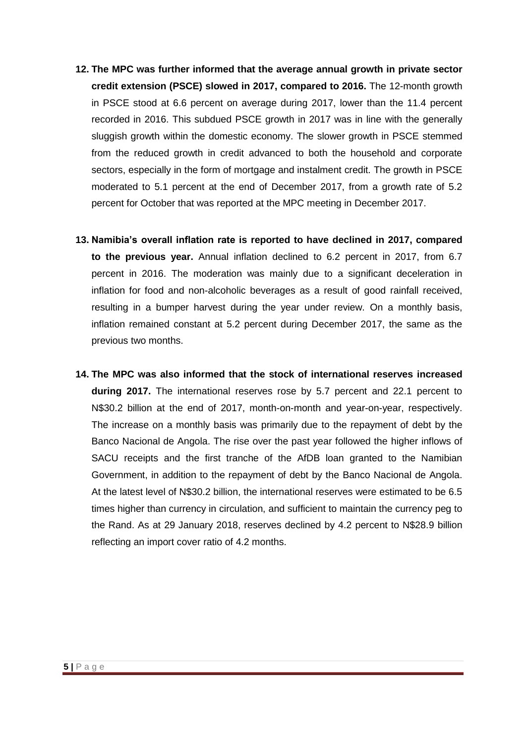12. **The MPC was further informed that the average annual growth in private sector credit extension (PSCE) slowed in 2017, compared to 2016.** The 12-month growth in PSCE stood at 6.6 percent on average during 2017, lower than the 11.4 percent recorded in 2016. This subdued PSCE growth in 2017 was in line with the generally sluggish growth within the domestic economy. The slower growth in PSCE stemmed from the reduced growth in credit advanced to both the household and corporate sectors, especially in the form of mortgage and instalment credit. The growth in PSCE moderated to 5.1 percent at the end of December 2017, from a growth rate of 5.2 percent for October that was reported at the MPC meeting in December 2017.

13. **Namibia's overall inflation rate is reported to have declined in 2017, compared to the previous year.** Annual inflation declined to 6.2 percent in 2017, from 6.7 percent in 2016. The moderation was mainly due to a significant deceleration in inflation for food and non-alcoholic beverages as a result of good rainfall received, resulting in a bumper harvest during the year under review. On a monthly basis, inflation remained constant at 5.2 percent during December 2017, the same as the previous two months.

14. **The MPC was also informed that the stock of international reserves increased during 2017.** The international reserves rose by 5.7 percent and 22.1 percent to N$30.2 billion at the end of 2017, month-on-month and year-on-year, respectively. The increase on a monthly basis was primarily due to the repayment of debt by the Banco Nacional de Angola. The rise over the past year followed the higher inflows of SACU receipts and the first tranche of the AfDB loan granted to the Namibian Government, in addition to the repayment of debt by the Banco Nacional de Angola. At the latest level of N$30.2 billion, the international reserves were estimated to be 6.5 times higher than currency in circulation, and sufficient to maintain the currency peg to the Rand. As at 29 January 2018, reserves declined by 4.2 percent to N$28.9 billion reflecting an import cover ratio of 4.2 months.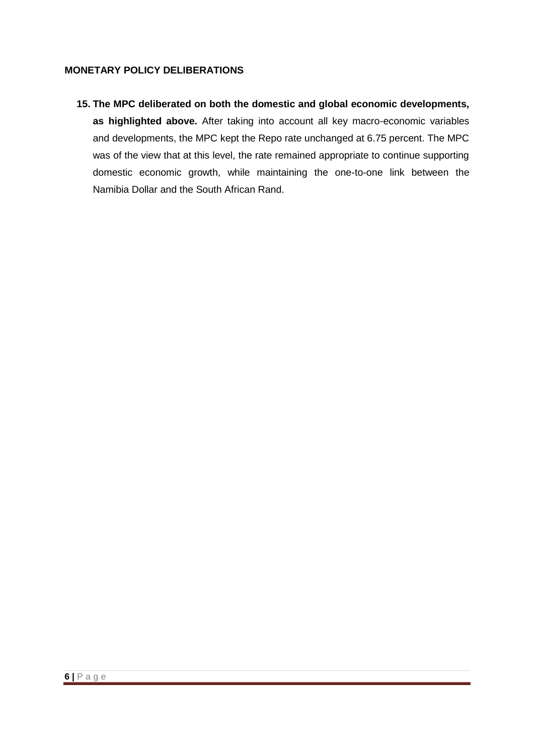## MONETARY POLICY DELIBERATIONS

15. **The MPC deliberated on both the domestic and global economic developments, as highlighted above.** After taking into account all key macro-economic variables and developments, the MPC kept the Repo rate unchanged at 6.75 percent. The MPC was of the view that at this level, the rate remained appropriate to continue supporting domestic economic growth, while maintaining the one-to-one link between the Namibia Dollar and the South African Rand.